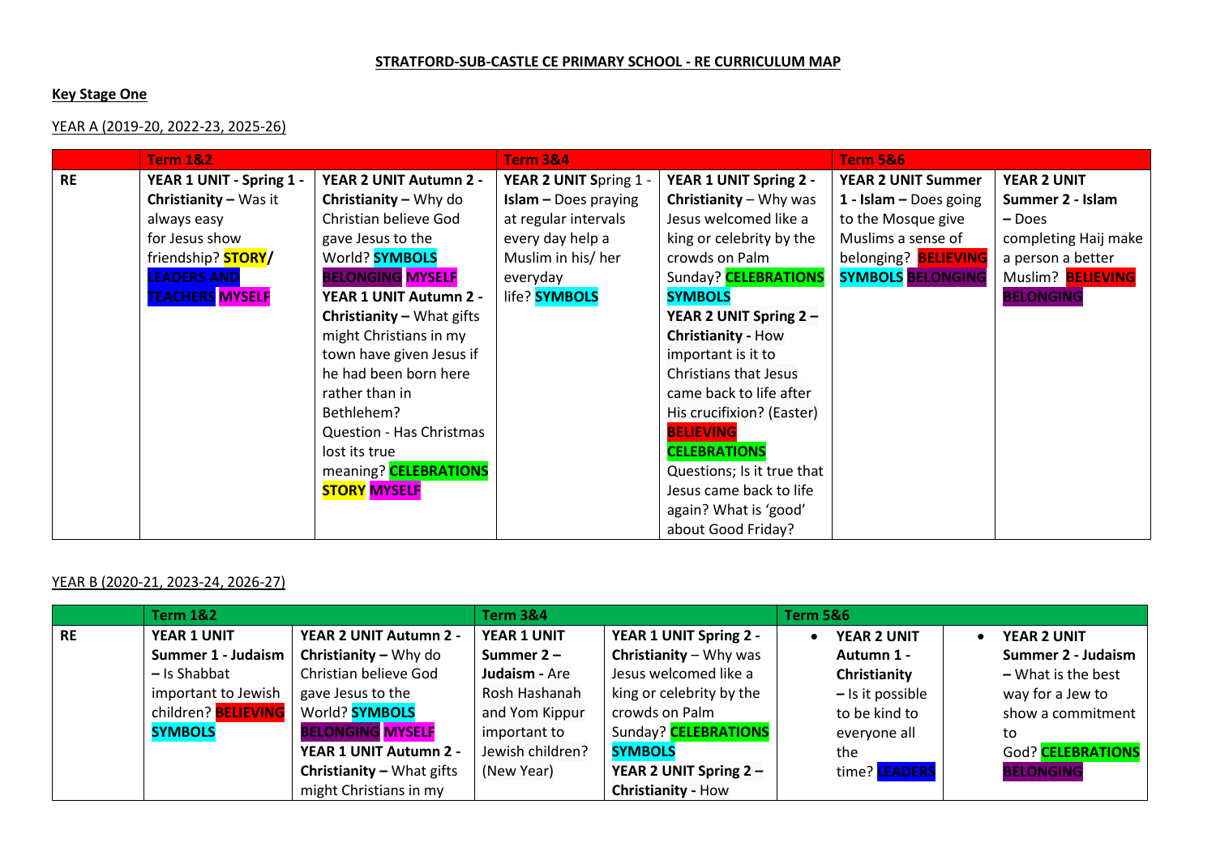**STRATFORD-SUB-CASTLE CE PRIMARY SCHOOL - RE CURRICULUM MAP**

**Key Stage One**

YEAR A (2019-20, 2022-23, 2025-26)

| | Term 1&2 | | Term 3&4 | | Term 5&6 | |
|---|---|---|---|---|---|---|
| **RE** | **YEAR 1 UNIT - Spring 1 - Christianity –** Was it always easy for Jesus show friendship? **STORY/** **LEADERS AND TEACHERS** **MYSELF** | **YEAR 2 UNIT Autumn 2 - Christianity –** Why do Christian believe God gave Jesus to the World? **SYMBOLS** **BELONGING** **MYSELF** **YEAR 1 UNIT Autumn 2 - Christianity –** What gifts might Christians in my town have given Jesus if he had been born here rather than in Bethlehem? Question - Has Christmas lost its true meaning? **CELEBRATIONS** **STORY** **MYSELF** | **YEAR 2 UNIT Spring 1 - Islam –** Does praying at regular intervals every day help a Muslim in his/ her everyday life? **SYMBOLS** | **YEAR 1 UNIT Spring 2 - Christianity** – Why was Jesus welcomed like a king or celebrity by the crowds on Palm Sunday? **CELEBRATIONS** **SYMBOLS** **YEAR 2 UNIT Spring 2 – Christianity -** How important is it to Christians that Jesus came back to life after His crucifixion? (Easter) **BELIEVING** **CELEBRATIONS** Questions; Is it true that Jesus came back to life again? What is 'good' about Good Friday? | **YEAR 2 UNIT Summer 1 - Islam –** Does going to the Mosque give Muslims a sense of belonging? **BELIEVING** **SYMBOLS** **BELONGING** | **YEAR 2 UNIT Summer 2 - Islam –** Does completing Haij make a person a better Muslim? **BELIEVING** **BELONGING** |

YEAR B (2020-21, 2023-24, 2026-27)

| | Term 1&2 | | Term 3&4 | | Term 5&6 | |
|---|---|---|---|---|---|---|
| **RE** | **YEAR 1 UNIT Summer 1 - Judaism –** Is Shabbat important to Jewish children? **BELIEVING** **SYMBOLS** | **YEAR 2 UNIT Autumn 2 - Christianity –** Why do Christian believe God gave Jesus to the World? **SYMBOLS** **BELONGING** **MYSELF** **YEAR 1 UNIT Autumn 2 - Christianity –** What gifts might Christians in my | **YEAR 1 UNIT Summer 2 – Judaism -** Are Rosh Hashanah and Yom Kippur important to Jewish children? (New Year) | **YEAR 1 UNIT Spring 2 - Christianity** – Why was Jesus welcomed like a king or celebrity by the crowds on Palm Sunday? **CELEBRATIONS** **SYMBOLS** **YEAR 2 UNIT Spring 2 – Christianity -** How | • **YEAR 2 UNIT Autumn 1 - Christianity –** Is it possible to be kind to everyone all the time? **LEADERS** | • **YEAR 2 UNIT Summer 2 - Judaism –** What is the best way for a Jew to show a commitment to God? **CELEBRATIONS** **BELONGING** |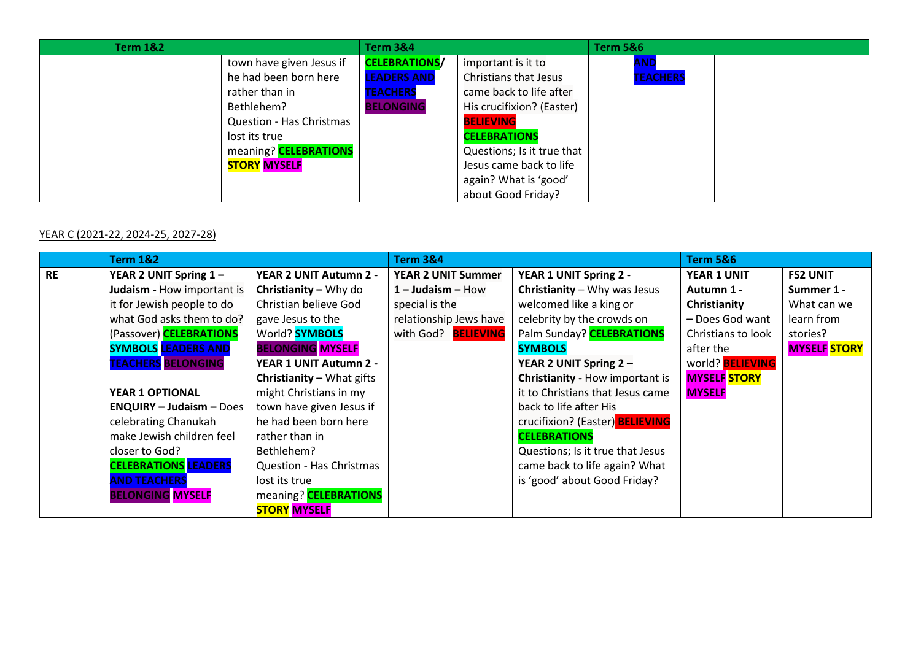| | Term 1&2 | | Term 3&4 | | Term 5&6 | |
|---|---|---|---|---|---|---|
| | | town have given Jesus if he had been born here rather than in Bethlehem? Question - Has Christmas lost its true meaning? **CELEBRATIONS** **STORY** **MYSELF** | **CELEBRATIONS**/ **LEADERS AND TEACHERS** **BELONGING** | important is it to Christians that Jesus came back to life after His crucifixion? (Easter) **BELIEVING** **CELEBRATIONS** Questions; Is it true that Jesus came back to life again? What is 'good' about Good Friday? | **AND TEACHERS** | |

YEAR C (2021-22, 2024-25, 2027-28)

| | Term 1&2 | | Term 3&4 | | Term 5&6 | |
|---|---|---|---|---|---|---|
| **RE** | **YEAR 2 UNIT Spring 1 – Judaism -** How important is it for Jewish people to do what God asks them to do? (Passover) **CELEBRATIONS** **SYMBOLS** **LEADERS AND TEACHERS** **BELONGING**<br><br>**YEAR 1 OPTIONAL ENQUIRY – Judaism –** Does celebrating Chanukah make Jewish children feel closer to God? **CELEBRATIONS** **LEADERS AND TEACHERS** **BELONGING** **MYSELF** | **YEAR 2 UNIT Autumn 2 - Christianity –** Why do Christian believe God gave Jesus to the World? **SYMBOLS** **BELONGING** **MYSELF**<br>**YEAR 1 UNIT Autumn 2 - Christianity –** What gifts might Christians in my town have given Jesus if he had been born here rather than in Bethlehem? Question - Has Christmas lost its true meaning? **CELEBRATIONS** **STORY** **MYSELF** | **YEAR 2 UNIT Summer 1 – Judaism –** How special is the relationship Jews have with God? **BELIEVING** | **YEAR 1 UNIT Spring 2 - Christianity** – Why was Jesus welcomed like a king or celebrity by the crowds on Palm Sunday? **CELEBRATIONS** **SYMBOLS**<br>**YEAR 2 UNIT Spring 2 – Christianity -** How important is it to Christians that Jesus came back to life after His crucifixion? (Easter) **BELIEVING** **CELEBRATIONS**<br>Questions; Is it true that Jesus came back to life again? What is 'good' about Good Friday? | **YEAR 1 UNIT Autumn 1 - Christianity –** Does God want Christians to look after the world? **BELIEVING** **MYSELF** **STORY** **MYSELF** | **FS2 UNIT Summer 1 -** What can we learn from stories? **MYSELF** **STORY** |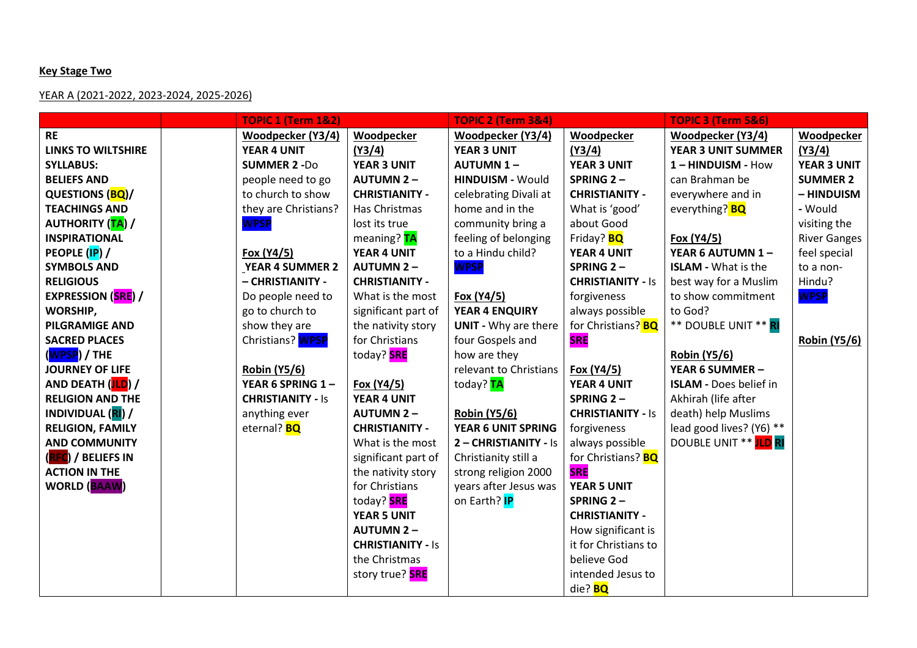**Key Stage Two**

YEAR A (2021-2022, 2023-2024, 2025-2026)

| | | TOPIC 1 (Term 1&2) | | TOPIC 2 (Term 3&4) | | TOPIC 3 (Term 5&6) | |
|---|---|---|---|---|---|---|---|
| **RE LINKS TO WILTSHIRE SYLLABUS: BELIEFS AND QUESTIONS (BQ)/ TEACHINGS AND AUTHORITY (TA) / INSPIRATIONAL PEOPLE (IP) / SYMBOLS AND RELIGIOUS EXPRESSION (SRE) / WORSHIP, PILGRAMIGE AND SACRED PLACES (WPSP) / THE JOURNEY OF LIFE AND DEATH (JLD) / RELIGION AND THE INDIVIDUAL (RI) / RELIGION, FAMILY AND COMMUNITY (RFC) / BELIEFS IN ACTION IN THE WORLD (BAAW)** | | Woodpecker (Y3/4)<br>**YEAR 4 UNIT SUMMER 2** -Do people need to go to church to show they are Christians? **WPSP**<br><br>Fox (Y4/5)<br>**YEAR 4 SUMMER 2 – CHRISTIANITY** - Do people need to go to church to show they are Christians? **WPSP**<br><br>Robin (Y5/6)<br>**YEAR 6 SPRING 1 – CHRISTIANITY** - Is anything ever eternal? **BQ** | Woodpecker (Y3/4)<br>**YEAR 3 UNIT AUTUMN 2 – CHRISTIANITY** - Has Christmas lost its true meaning? **TA**<br>**YEAR 4 UNIT AUTUMN 2 – CHRISTIANITY** - What is the most significant part of the nativity story for Christians today? **SRE**<br><br>Fox (Y4/5)<br>**YEAR 4 UNIT AUTUMN 2 – CHRISTIANITY** - What is the most significant part of the nativity story for Christians today? **SRE**<br>**YEAR 5 UNIT AUTUMN 2 – CHRISTIANITY** - Is the Christmas story true? **SRE** | Woodpecker (Y3/4)<br>**YEAR 3 UNIT AUTUMN 1 – HINDUISM** - Would celebrating Divali at home and in the community bring a feeling of belonging to a Hindu child? **WPSP**<br><br>Fox (Y4/5)<br>**YEAR 4 ENQUIRY UNIT** - Why are there four Gospels and how are they relevant to Christians today? **TA**<br><br>Robin (Y5/6)<br>**YEAR 6 UNIT SPRING 2 – CHRISTIANITY** - Is Christianity still a strong religion 2000 years after Jesus was on Earth? **IP** | Woodpecker (Y3/4)<br>**YEAR 3 UNIT SPRING 2 – CHRISTIANITY** - What is 'good' about Good Friday? **BQ**<br>**YEAR 4 UNIT SPRING 2 – CHRISTIANITY** - Is forgiveness always possible for Christians? **BQ SRE**<br><br>Fox (Y4/5)<br>**YEAR 4 UNIT SPRING 2 – CHRISTIANITY** - Is forgiveness always possible for Christians? **BQ SRE**<br>**YEAR 5 UNIT SPRING 2 – CHRISTIANITY** - How significant is it for Christians to believe God intended Jesus to die? **BQ** | Woodpecker (Y3/4)<br>**YEAR 3 UNIT SUMMER 1 – HINDUISM** - How can Brahman be everywhere and in everything? **BQ**<br><br>Fox (Y4/5)<br>**YEAR 6 AUTUMN 1 – ISLAM** - What is the best way for a Muslim to show commitment to God?<br>** DOUBLE UNIT ** **RI**<br><br>Robin (Y5/6)<br>**YEAR 6 SUMMER – ISLAM** - Does belief in Akhirah (life after death) help Muslims lead good lives? (Y6) ** DOUBLE UNIT ** **JLD RI** | Woodpecker (Y3/4)<br>**YEAR 3 UNIT SUMMER 2 – HINDUISM** - Would visiting the River Ganges feel special to a non-Hindu? **WPSP**<br><br>Robin (Y5/6) |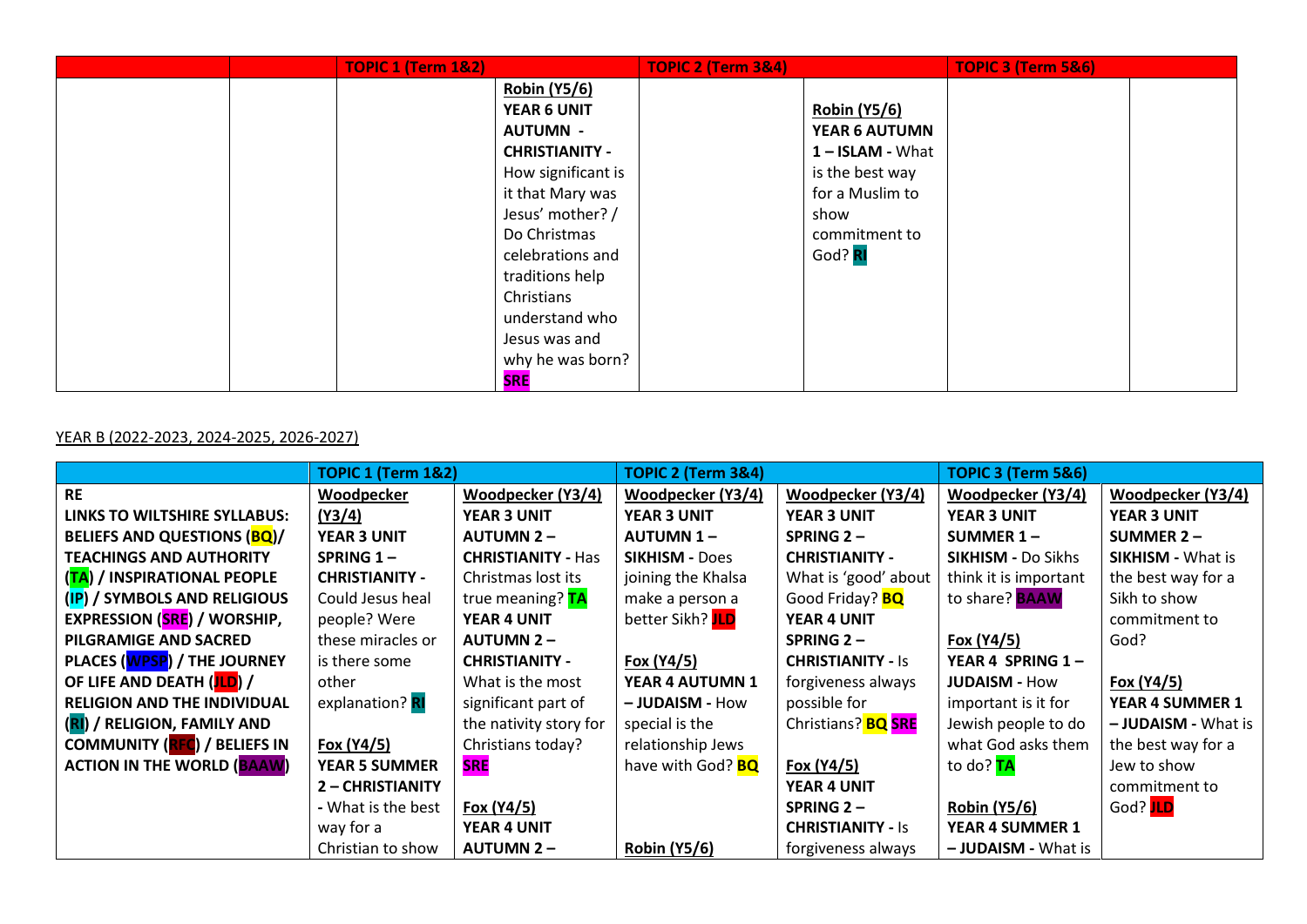| | | TOPIC 1 (Term 1&2) | | TOPIC 2 (Term 3&4) | | TOPIC 3 (Term 5&6) | |
|---|---|---|---|---|---|---|---|
| | | | **Robin (Y5/6)** **YEAR 6 UNIT AUTUMN - CHRISTIANITY -** How significant is it that Mary was Jesus' mother? / Do Christmas celebrations and traditions help Christians understand who Jesus was and why he was born? SRE | | **Robin (Y5/6)** **YEAR 6 AUTUMN 1 – ISLAM -** What is the best way for a Muslim to show commitment to God? RI | | |

YEAR B (2022-2023, 2024-2025, 2026-2027)

| RE | TOPIC 1 (Term 1&2) | | TOPIC 2 (Term 3&4) | | TOPIC 3 (Term 5&6) | |
|---|---|---|---|---|---|---|
| **LINKS TO WILTSHIRE SYLLABUS: BELIEFS AND QUESTIONS (BQ)/ TEACHINGS AND AUTHORITY (TA) / INSPIRATIONAL PEOPLE (IP) / SYMBOLS AND RELIGIOUS EXPRESSION (SRE) / WORSHIP, PILGRAMIGE AND SACRED PLACES (WPSP) / THE JOURNEY OF LIFE AND DEATH (JLD) / RELIGION AND THE INDIVIDUAL (RI) / RELIGION, FAMILY AND COMMUNITY (RFC) / BELIEFS IN ACTION IN THE WORLD (BAAW)** | **Woodpecker (Y3/4)** **YEAR 3 UNIT SPRING 1 – CHRISTIANITY -** Could Jesus heal people? Were these miracles or is there some other explanation? RI<br><br>**Fox (Y4/5)** **YEAR 5 SUMMER 2 – CHRISTIANITY -** What is the best way for a Christian to show | **Woodpecker (Y3/4)** **YEAR 3 UNIT AUTUMN 2 – CHRISTIANITY -** Has Christmas lost its true meaning? TA **YEAR 4 UNIT AUTUMN 2 – CHRISTIANITY -** What is the most significant part of the nativity story for Christians today? SRE<br><br>**Fox (Y4/5)** **YEAR 4 UNIT AUTUMN 2 –** | **Woodpecker (Y3/4)** **YEAR 3 UNIT AUTUMN 1 – SIKHISM -** Does joining the Khalsa make a person a better Sikh? JLD<br><br>**Fox (Y4/5)** **YEAR 4 AUTUMN 1 – JUDAISM -** How special is the relationship Jews have with God? BQ<br><br>**Robin (Y5/6)** | **Woodpecker (Y3/4)** **YEAR 3 UNIT SPRING 2 – CHRISTIANITY -** What is 'good' about Good Friday? BQ **YEAR 4 UNIT SPRING 2 – CHRISTIANITY -** Is forgiveness always possible for Christians? BQ SRE<br><br>**Fox (Y4/5)** **YEAR 4 UNIT SPRING 2 – CHRISTIANITY -** Is forgiveness always | **Woodpecker (Y3/4)** **YEAR 3 UNIT SUMMER 1 – SIKHISM -** Do Sikhs think it is important to share? BAAW<br><br>**Fox (Y4/5)** **YEAR 4 SPRING 1 – JUDAISM -** How important is it for Jewish people to do what God asks them to do? TA<br><br>**Robin (Y5/6)** **YEAR 4 SUMMER 1 – JUDAISM -** What is | **Woodpecker (Y3/4)** **YEAR 3 UNIT SUMMER 2 – SIKHISM -** What is the best way for a Sikh to show commitment to God?<br><br>**Fox (Y4/5)** **YEAR 4 SUMMER 1 – JUDAISM -** What is the best way for a Jew to show commitment to God? JLD |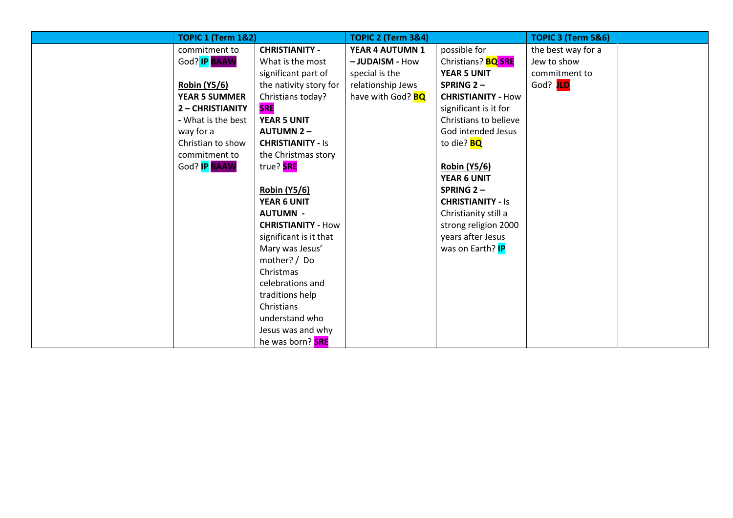| | TOPIC 1 (Term 1&2) | | TOPIC 2 (Term 3&4) | | TOPIC 3 (Term 5&6) | |
|---|---|---|---|---|---|---|
| | commitment to God? IP BAAW<br><br>**Robin (Y5/6)**<br>**YEAR 5 SUMMER 2 – CHRISTIANITY** - What is the best way for a Christian to show commitment to God? IP BAAW | **CHRISTIANITY -** What is the most significant part of the nativity story for Christians today? SRE<br>**YEAR 5 UNIT AUTUMN 2 – CHRISTIANITY -** Is the Christmas story true? SRE<br><br>**Robin (Y5/6)**<br>**YEAR 6 UNIT AUTUMN - CHRISTIANITY -** How significant is it that Mary was Jesus' mother? / Do Christmas celebrations and traditions help Christians understand who Jesus was and why he was born? SRE | **YEAR 4 AUTUMN 1 – JUDAISM -** How special is the relationship Jews have with God? BQ | possible for Christians? BQ SRE<br>**YEAR 5 UNIT SPRING 2 – CHRISTIANITY -** How significant is it for Christians to believe God intended Jesus to die? BQ<br><br>**Robin (Y5/6)**<br>**YEAR 6 UNIT SPRING 2 – CHRISTIANITY -** Is Christianity still a strong religion 2000 years after Jesus was on Earth? IP | the best way for a Jew to show commitment to God? JLD | |